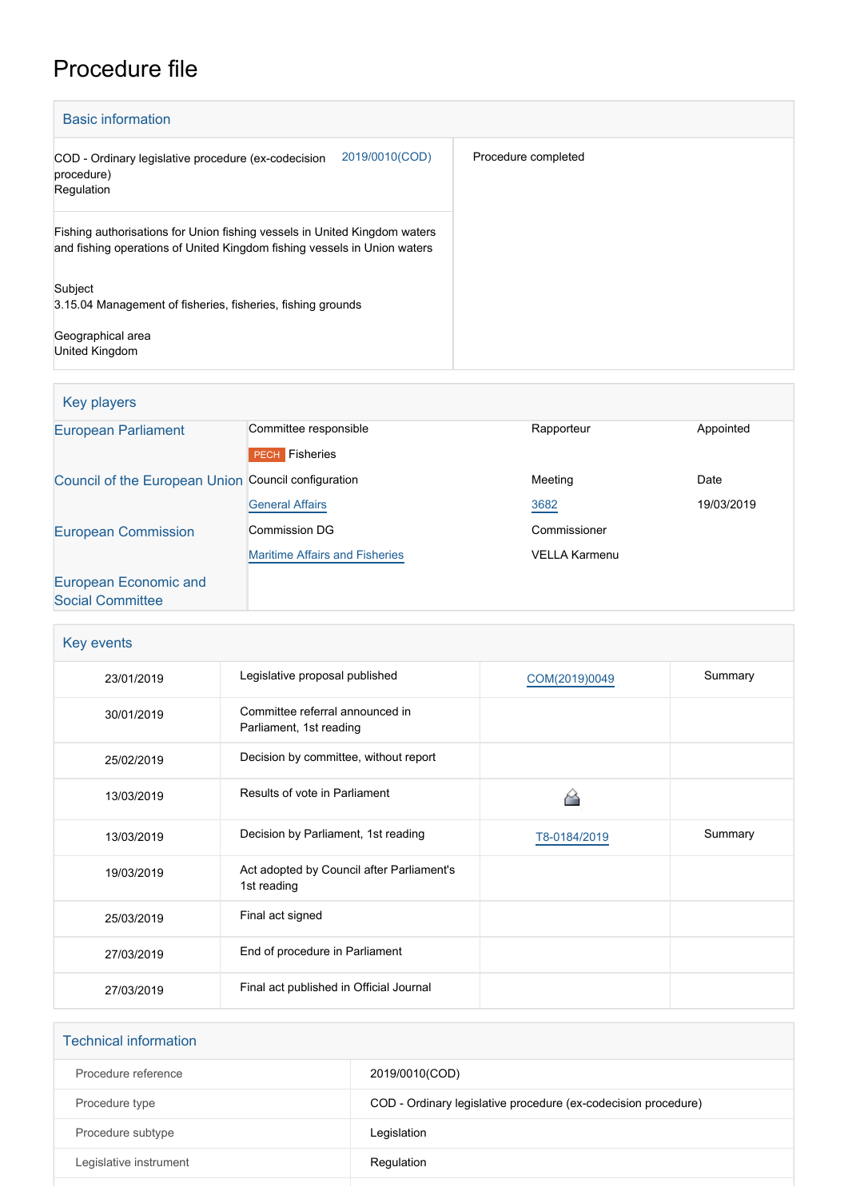# Procedure file

## Basic information

| | |
|---|---|
| COD - Ordinary legislative procedure (ex-codecision procedure) Regulation 2019/0010(COD) | Procedure completed |
| Fishing authorisations for Union fishing vessels in United Kingdom waters and fishing operations of United Kingdom fishing vessels in Union waters | |
| Subject 3.15.04 Management of fisheries, fisheries, fishing grounds | |
| Geographical area United Kingdom | |

## Key players

| | | | |
|---|---|---|---|
| European Parliament | Committee responsible | Rapporteur | Appointed |
| | PECH Fisheries | | |
| Council of the European Union | Council configuration | Meeting | Date |
| | General Affairs | 3682 | 19/03/2019 |
| European Commission | Commission DG | Commissioner | |
| | Maritime Affairs and Fisheries | VELLA Karmenu | |
| European Economic and Social Committee | | | |

## Key events

| | | | |
|---|---|---|---|
| 23/01/2019 | Legislative proposal published | COM(2019)0049 | Summary |
| 30/01/2019 | Committee referral announced in Parliament, 1st reading | | |
| 25/02/2019 | Decision by committee, without report | | |
| 13/03/2019 | Results of vote in Parliament | | |
| 13/03/2019 | Decision by Parliament, 1st reading | T8-0184/2019 | Summary |
| 19/03/2019 | Act adopted by Council after Parliament's 1st reading | | |
| 25/03/2019 | Final act signed | | |
| 27/03/2019 | End of procedure in Parliament | | |
| 27/03/2019 | Final act published in Official Journal | | |

## Technical information

| | |
|---|---|
| Procedure reference | 2019/0010(COD) |
| Procedure type | COD - Ordinary legislative procedure (ex-codecision procedure) |
| Procedure subtype | Legislation |
| Legislative instrument | Regulation |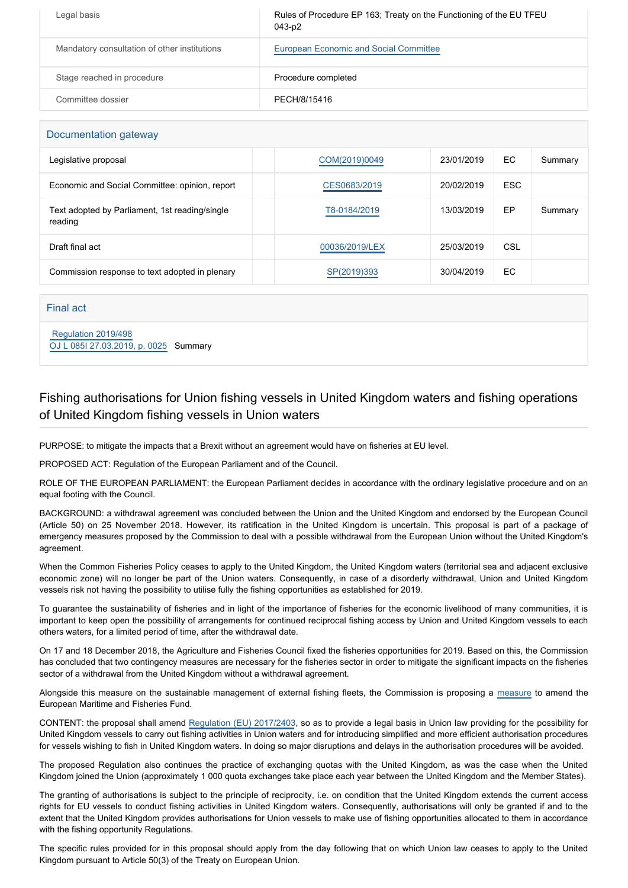| | |
|---|---|
| Legal basis | Rules of Procedure EP 163; Treaty on the Functioning of the EU TFEU 043-p2 |
| Mandatory consultation of other institutions | European Economic and Social Committee |
| Stage reached in procedure | Procedure completed |
| Committee dossier | PECH/8/15416 |

## Documentation gateway

| | | | | | |
|---|---|---|---|---|---|
| Legislative proposal | | COM(2019)0049 | 23/01/2019 | EC | Summary |
| Economic and Social Committee: opinion, report | | CES0683/2019 | 20/02/2019 | ESC | |
| Text adopted by Parliament, 1st reading/single reading | | T8-0184/2019 | 13/03/2019 | EP | Summary |
| Draft final act | | 00036/2019/LEX | 25/03/2019 | CSL | |
| Commission response to text adopted in plenary | | SP(2019)393 | 30/04/2019 | EC | |

## Final act

Regulation 2019/498
OJ L 085I 27.03.2019, p. 0025 Summary

## Fishing authorisations for Union fishing vessels in United Kingdom waters and fishing operations of United Kingdom fishing vessels in Union waters

PURPOSE: to mitigate the impacts that a Brexit without an agreement would have on fisheries at EU level.

PROPOSED ACT: Regulation of the European Parliament and of the Council.

ROLE OF THE EUROPEAN PARLIAMENT: the European Parliament decides in accordance with the ordinary legislative procedure and on an equal footing with the Council.

BACKGROUND: a withdrawal agreement was concluded between the Union and the United Kingdom and endorsed by the European Council (Article 50) on 25 November 2018. However, its ratification in the United Kingdom is uncertain. This proposal is part of a package of emergency measures proposed by the Commission to deal with a possible withdrawal from the European Union without the United Kingdom's agreement.

When the Common Fisheries Policy ceases to apply to the United Kingdom, the United Kingdom waters (territorial sea and adjacent exclusive economic zone) will no longer be part of the Union waters. Consequently, in case of a disorderly withdrawal, Union and United Kingdom vessels risk not having the possibility to utilise fully the fishing opportunities as established for 2019.

To guarantee the sustainability of fisheries and in light of the importance of fisheries for the economic livelihood of many communities, it is important to keep open the possibility of arrangements for continued reciprocal fishing access by Union and United Kingdom vessels to each others waters, for a limited period of time, after the withdrawal date.

On 17 and 18 December 2018, the Agriculture and Fisheries Council fixed the fisheries opportunities for 2019. Based on this, the Commission has concluded that two contingency measures are necessary for the fisheries sector in order to mitigate the significant impacts on the fisheries sector of a withdrawal from the United Kingdom without a withdrawal agreement.

Alongside this measure on the sustainable management of external fishing fleets, the Commission is proposing a measure to amend the European Maritime and Fisheries Fund.

CONTENT: the proposal shall amend Regulation (EU) 2017/2403, so as to provide a legal basis in Union law providing for the possibility for United Kingdom vessels to carry out fishing activities in Union waters and for introducing simplified and more efficient authorisation procedures for vessels wishing to fish in United Kingdom waters. In doing so major disruptions and delays in the authorisation procedures will be avoided.

The proposed Regulation also continues the practice of exchanging quotas with the United Kingdom, as was the case when the United Kingdom joined the Union (approximately 1 000 quota exchanges take place each year between the United Kingdom and the Member States).

The granting of authorisations is subject to the principle of reciprocity, i.e. on condition that the United Kingdom extends the current access rights for EU vessels to conduct fishing activities in United Kingdom waters. Consequently, authorisations will only be granted if and to the extent that the United Kingdom provides authorisations for Union vessels to make use of fishing opportunities allocated to them in accordance with the fishing opportunity Regulations.

The specific rules provided for in this proposal should apply from the day following that on which Union law ceases to apply to the United Kingdom pursuant to Article 50(3) of the Treaty on European Union.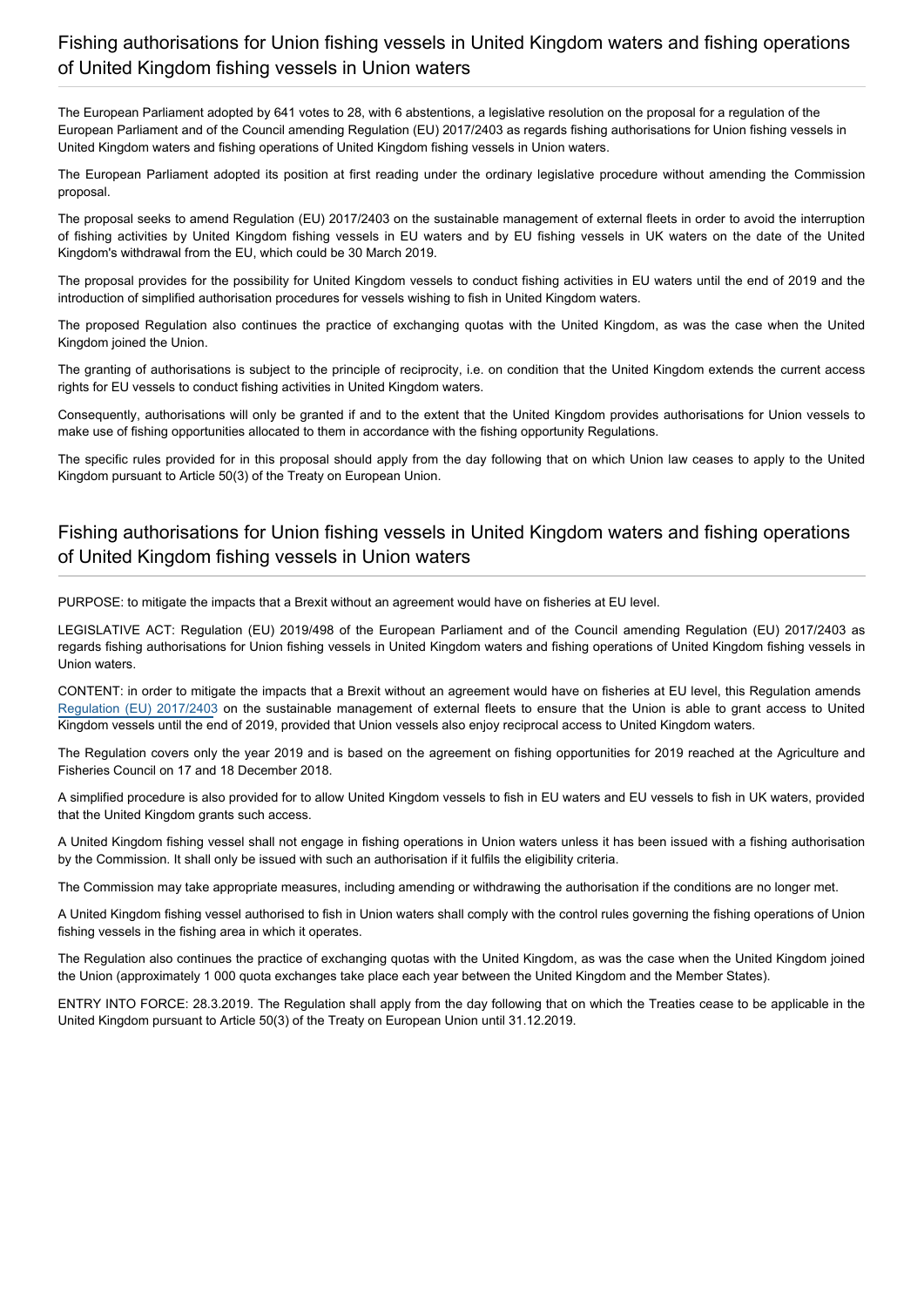## Fishing authorisations for Union fishing vessels in United Kingdom waters and fishing operations of United Kingdom fishing vessels in Union waters

The European Parliament adopted by 641 votes to 28, with 6 abstentions, a legislative resolution on the proposal for a regulation of the European Parliament and of the Council amending Regulation (EU) 2017/2403 as regards fishing authorisations for Union fishing vessels in United Kingdom waters and fishing operations of United Kingdom fishing vessels in Union waters.

The European Parliament adopted its position at first reading under the ordinary legislative procedure without amending the Commission proposal.

The proposal seeks to amend Regulation (EU) 2017/2403 on the sustainable management of external fleets in order to avoid the interruption of fishing activities by United Kingdom fishing vessels in EU waters and by EU fishing vessels in UK waters on the date of the United Kingdom's withdrawal from the EU, which could be 30 March 2019.

The proposal provides for the possibility for United Kingdom vessels to conduct fishing activities in EU waters until the end of 2019 and the introduction of simplified authorisation procedures for vessels wishing to fish in United Kingdom waters.

The proposed Regulation also continues the practice of exchanging quotas with the United Kingdom, as was the case when the United Kingdom joined the Union.

The granting of authorisations is subject to the principle of reciprocity, i.e. on condition that the United Kingdom extends the current access rights for EU vessels to conduct fishing activities in United Kingdom waters.

Consequently, authorisations will only be granted if and to the extent that the United Kingdom provides authorisations for Union vessels to make use of fishing opportunities allocated to them in accordance with the fishing opportunity Regulations.

The specific rules provided for in this proposal should apply from the day following that on which Union law ceases to apply to the United Kingdom pursuant to Article 50(3) of the Treaty on European Union.

## Fishing authorisations for Union fishing vessels in United Kingdom waters and fishing operations of United Kingdom fishing vessels in Union waters

PURPOSE: to mitigate the impacts that a Brexit without an agreement would have on fisheries at EU level.

LEGISLATIVE ACT: Regulation (EU) 2019/498 of the European Parliament and of the Council amending Regulation (EU) 2017/2403 as regards fishing authorisations for Union fishing vessels in United Kingdom waters and fishing operations of United Kingdom fishing vessels in Union waters.

CONTENT: in order to mitigate the impacts that a Brexit without an agreement would have on fisheries at EU level, this Regulation amends Regulation (EU) 2017/2403 on the sustainable management of external fleets to ensure that the Union is able to grant access to United Kingdom vessels until the end of 2019, provided that Union vessels also enjoy reciprocal access to United Kingdom waters.

The Regulation covers only the year 2019 and is based on the agreement on fishing opportunities for 2019 reached at the Agriculture and Fisheries Council on 17 and 18 December 2018.

A simplified procedure is also provided for to allow United Kingdom vessels to fish in EU waters and EU vessels to fish in UK waters, provided that the United Kingdom grants such access.

A United Kingdom fishing vessel shall not engage in fishing operations in Union waters unless it has been issued with a fishing authorisation by the Commission. It shall only be issued with such an authorisation if it fulfils the eligibility criteria.

The Commission may take appropriate measures, including amending or withdrawing the authorisation if the conditions are no longer met.

A United Kingdom fishing vessel authorised to fish in Union waters shall comply with the control rules governing the fishing operations of Union fishing vessels in the fishing area in which it operates.

The Regulation also continues the practice of exchanging quotas with the United Kingdom, as was the case when the United Kingdom joined the Union (approximately 1 000 quota exchanges take place each year between the United Kingdom and the Member States).

ENTRY INTO FORCE: 28.3.2019. The Regulation shall apply from the day following that on which the Treaties cease to be applicable in the United Kingdom pursuant to Article 50(3) of the Treaty on European Union until 31.12.2019.